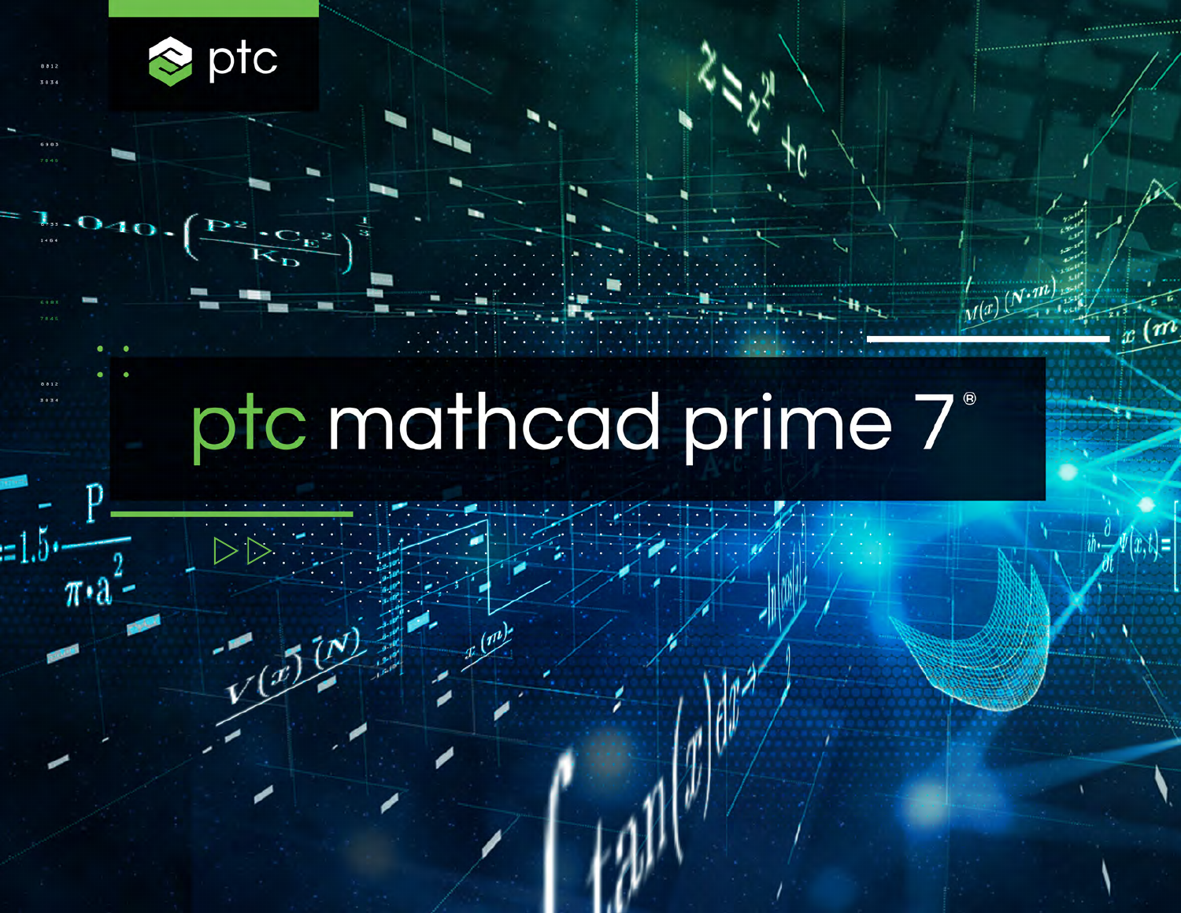ptc

# ptc mathcad prime 7®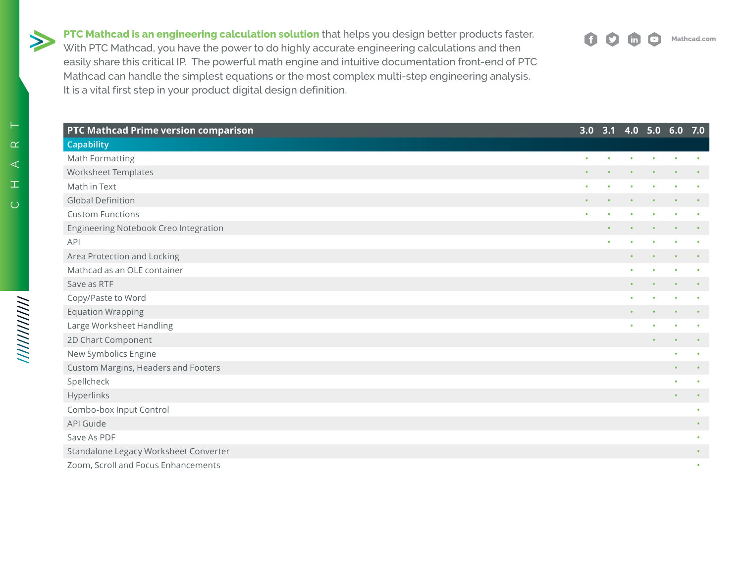**PTC Mathcad is an engineering calculation solution** that helps you design better products faster. With PTC Mathcad, you have the power to do highly accurate engineering calculations and then easily share this critical IP. The powerful math engine and intuitive documentation front-end of PTC Mathcad can handle the simplest equations or the most complex multi-step engineering analysis. It is a vital first step in your product digital design definition.

Mathcad.com

CHART

| PTC Mathcad Prime version comparison | 3.0 | 3.1 | 4.0 | 5.0 | 6.0 | 7.0 |
|---|---|---|---|---|---|---|
| **Capability** | | | | | | |
| Math Formatting | • | • | • | • | • | • |
| Worksheet Templates | • | • | • | • | • | • |
| Math in Text | • | • | • | • | • | • |
| Global Definition | • | • | • | • | • | • |
| Custom Functions | • | • | • | • | • | • |
| Engineering Notebook Creo Integration | | • | • | • | • | • |
| API | | • | • | • | • | • |
| Area Protection and Locking | | | • | • | • | • |
| Mathcad as an OLE container | | | • | • | • | • |
| Save as RTF | | | • | • | • | • |
| Copy/Paste to Word | | | • | • | • | • |
| Equation Wrapping | | | • | • | • | • |
| Large Worksheet Handling | | | • | • | • | • |
| 2D Chart Component | | | | • | • | • |
| New Symbolics Engine | | | | | • | • |
| Custom Margins, Headers and Footers | | | | | • | • |
| Spellcheck | | | | | • | • |
| Hyperlinks | | | | | • | • |
| Combo-box Input Control | | | | | | • |
| API Guide | | | | | | • |
| Save As PDF | | | | | | • |
| Standalone Legacy Worksheet Converter | | | | | | • |
| Zoom, Scroll and Focus Enhancements | | | | | | • |